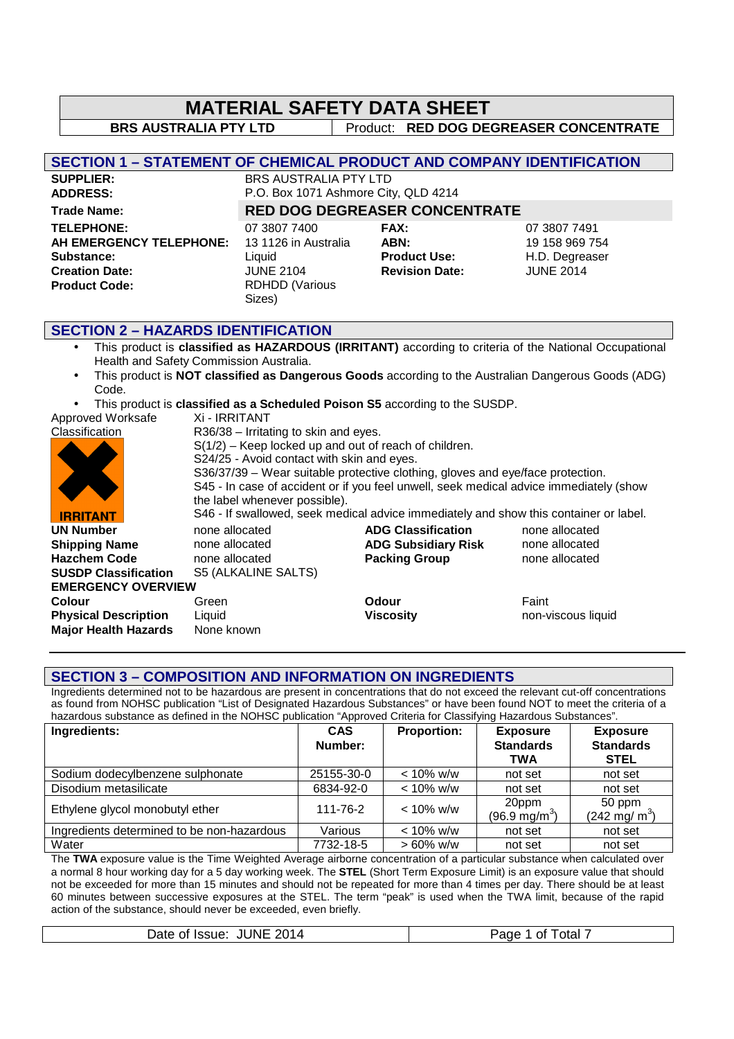# MATERIAL SAFETY DATA SHEET

**BRS AUSTRALIA PTY LTD** | Product: **RED DOG DEGREASER CONCENTRATE**

## SECTION 1 – STATEMENT OF CHEMICAL PRODUCT AND COMPANY IDENTIFICATION

| | | | |
|---|---|---|---|
| **SUPPLIER:** | BRS AUSTRALIA PTY LTD | | |
| **ADDRESS:** | P.O. Box 1071 Ashmore City, QLD 4214 | | |
| **Trade Name:** | **RED DOG DEGREASER CONCENTRATE** | | |
| **TELEPHONE:** | 07 3807 7400 | **FAX:** | 07 3807 7491 |
| **AH EMERGENCY TELEPHONE:** | 13 1126 in Australia | **ABN:** | 19 158 969 754 |
| **Substance:** | Liquid | **Product Use:** | H.D. Degreaser |
| **Creation Date:** | JUNE 2104 | **Revision Date:** | JUNE 2014 |
| **Product Code:** | RDHDD (Various Sizes) | | |

## SECTION 2 – HAZARDS IDENTIFICATION

- This product is **classified as HAZARDOUS (IRRITANT)** according to criteria of the National Occupational Health and Safety Commission Australia.
- This product is **NOT classified as Dangerous Goods** according to the Australian Dangerous Goods (ADG) Code.
- This product is **classified as a Scheduled Poison S5** according to the SUSDP.

Approved Worksafe Classification

IRRITANT

Xi - IRRITANT
R36/38 – Irritating to skin and eyes.
S(1/2) – Keep locked up and out of reach of children.
S24/25 - Avoid contact with skin and eyes.
S36/37/39 – Wear suitable protective clothing, gloves and eye/face protection.
S45 - In case of accident or if you feel unwell, seek medical advice immediately (show the label whenever possible).
S46 - If swallowed, seek medical advice immediately and show this container or label.

| | | | |
|---|---|---|---|
| **UN Number** | none allocated | **ADG Classification** | none allocated |
| **Shipping Name** | none allocated | **ADG Subsidiary Risk** | none allocated |
| **Hazchem Code** | none allocated | **Packing Group** | none allocated |
| **SUSDP Classification** | S5 (ALKALINE SALTS) | | |

**EMERGENCY OVERVIEW**

| | | | |
|---|---|---|---|
| **Colour** | Green | **Odour** | Faint |
| **Physical Description** | Liquid | **Viscosity** | non-viscous liquid |
| **Major Health Hazards** | None known | | |

## SECTION 3 – COMPOSITION AND INFORMATION ON INGREDIENTS

Ingredients determined not to be hazardous are present in concentrations that do not exceed the relevant cut-off concentrations as found from NOHSC publication "List of Designated Hazardous Substances" or have been found NOT to meet the criteria of a hazardous substance as defined in the NOHSC publication "Approved Criteria for Classifying Hazardous Substances".

| Ingredients: | CAS Number: | Proportion: | Exposure Standards TWA | Exposure Standards STEL |
|---|---|---|---|---|
| Sodium dodecylbenzene sulphonate | 25155-30-0 | < 10% w/w | not set | not set |
| Disodium metasilicate | 6834-92-0 | < 10% w/w | not set | not set |
| Ethylene glycol monobutyl ether | 111-76-2 | < 10% w/w | 20ppm (96.9 $mg/m^3$) | 50 ppm (242 $mg/m^3$) |
| Ingredients determined to be non-hazardous | Various | < 10% w/w | not set | not set |
| Water | 7732-18-5 | > 60% w/w | not set | not set |

The **TWA** exposure value is the Time Weighted Average airborne concentration of a particular substance when calculated over a normal 8 hour working day for a 5 day working week. The **STEL** (Short Term Exposure Limit) is an exposure value that should not be exceeded for more than 15 minutes and should not be repeated for more than 4 times per day. There should be at least 60 minutes between successive exposures at the STEL. The term "peak" is used when the TWA limit, because of the rapid action of the substance, should never be exceeded, even briefly.

Date of Issue: JUNE 2014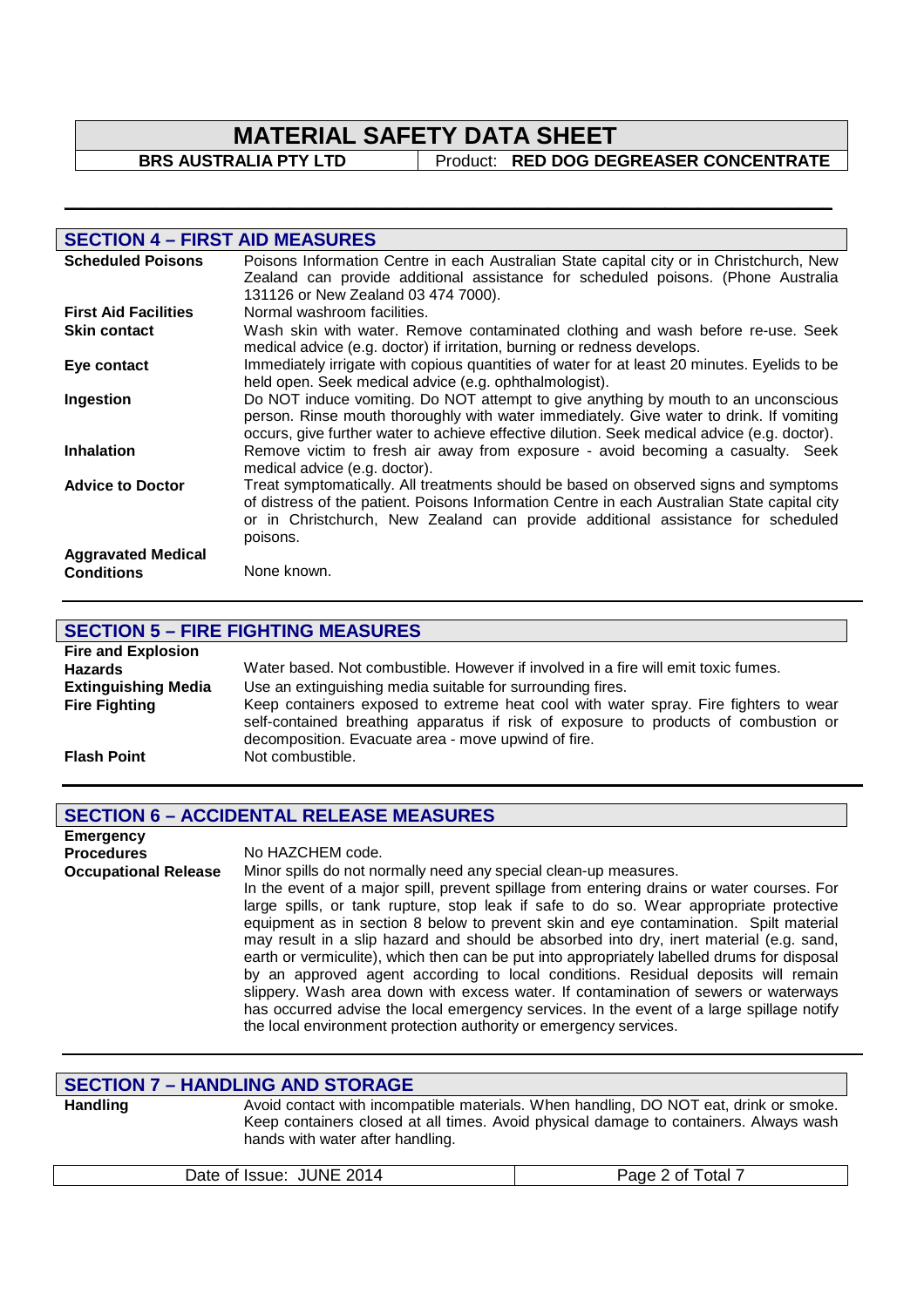## SECTION 4 – FIRST AID MEASURES

| | |
|---|---|
| **Scheduled Poisons** | Poisons Information Centre in each Australian State capital city or in Christchurch, New Zealand can provide additional assistance for scheduled poisons. (Phone Australia 131126 or New Zealand 03 474 7000). |
| **First Aid Facilities** | Normal washroom facilities. |
| **Skin contact** | Wash skin with water. Remove contaminated clothing and wash before re-use. Seek medical advice (e.g. doctor) if irritation, burning or redness develops. |
| **Eye contact** | Immediately irrigate with copious quantities of water for at least 20 minutes. Eyelids to be held open. Seek medical advice (e.g. ophthalmologist). |
| **Ingestion** | Do NOT induce vomiting. Do NOT attempt to give anything by mouth to an unconscious person. Rinse mouth thoroughly with water immediately. Give water to drink. If vomiting occurs, give further water to achieve effective dilution. Seek medical advice (e.g. doctor). |
| **Inhalation** | Remove victim to fresh air away from exposure - avoid becoming a casualty. Seek medical advice (e.g. doctor). |
| **Advice to Doctor** | Treat symptomatically. All treatments should be based on observed signs and symptoms of distress of the patient. Poisons Information Centre in each Australian State capital city or in Christchurch, New Zealand can provide additional assistance for scheduled poisons. |
| **Aggravated Medical Conditions** | None known. |

## SECTION 5 – FIRE FIGHTING MEASURES

| | |
|---|---|
| **Fire and Explosion Hazards** | Water based. Not combustible. However if involved in a fire will emit toxic fumes. |
| **Extinguishing Media** | Use an extinguishing media suitable for surrounding fires. |
| **Fire Fighting** | Keep containers exposed to extreme heat cool with water spray. Fire fighters to wear self-contained breathing apparatus if risk of exposure to products of combustion or decomposition. Evacuate area - move upwind of fire. |
| **Flash Point** | Not combustible. |

## SECTION 6 – ACCIDENTAL RELEASE MEASURES

| | |
|---|---|
| **Emergency Procedures** | No HAZCHEM code. |
| **Occupational Release** | Minor spills do not normally need any special clean-up measures. In the event of a major spill, prevent spillage from entering drains or water courses. For large spills, or tank rupture, stop leak if safe to do so. Wear appropriate protective equipment as in section 8 below to prevent skin and eye contamination. Spilt material may result in a slip hazard and should be absorbed into dry, inert material (e.g. sand, earth or vermiculite), which then can be put into appropriately labelled drums for disposal by an approved agent according to local conditions. Residual deposits will remain slippery. Wash area down with excess water. If contamination of sewers or waterways has occurred advise the local emergency services. In the event of a large spillage notify the local environment protection authority or emergency services. |

## SECTION 7 – HANDLING AND STORAGE

| | |
|---|---|
| **Handling** | Avoid contact with incompatible materials. When handling, DO NOT eat, drink or smoke. Keep containers closed at all times. Avoid physical damage to containers. Always wash hands with water after handling. |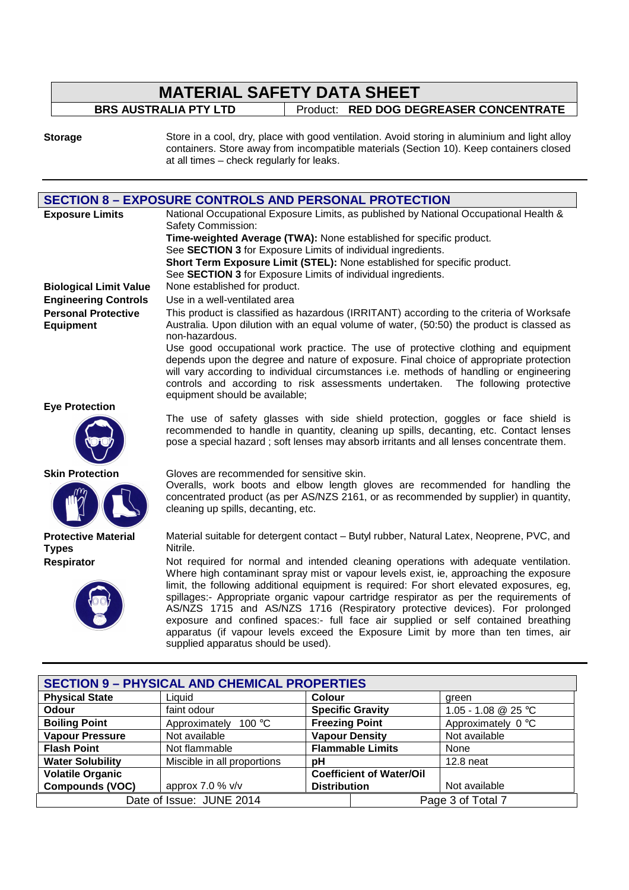**Storage** Store in a cool, dry, place with good ventilation. Avoid storing in aluminium and light alloy containers. Store away from incompatible materials (Section 10). Keep containers closed at all times – check regularly for leaks.

## SECTION 8 – EXPOSURE CONTROLS AND PERSONAL PROTECTION

**Exposure Limits**

National Occupational Exposure Limits, as published by National Occupational Health & Safety Commission:

**Time-weighted Average (TWA):** None established for specific product.
See **SECTION 3** for Exposure Limits of individual ingredients.
**Short Term Exposure Limit (STEL):** None established for specific product.
See **SECTION 3** for Exposure Limits of individual ingredients.

**Biological Limit Value** None established for product.

**Engineering Controls** Use in a well-ventilated area

**Personal Protective Equipment**

This product is classified as hazardous (IRRITANT) according to the criteria of Worksafe Australia. Upon dilution with an equal volume of water, (50:50) the product is classed as non-hazardous.

Use good occupational work practice. The use of protective clothing and equipment depends upon the degree and nature of exposure. Final choice of appropriate protection will vary according to individual circumstances i.e. methods of handling or engineering controls and according to risk assessments undertaken. The following protective equipment should be available;

**Eye Protection**

The use of safety glasses with side shield protection, goggles or face shield is recommended to handle in quantity, cleaning up spills, decanting, etc. Contact lenses pose a special hazard ; soft lenses may absorb irritants and all lenses concentrate them.

**Skin Protection**

Gloves are recommended for sensitive skin.
Overalls, work boots and elbow length gloves are recommended for handling the concentrated product (as per AS/NZS 2161, or as recommended by supplier) in quantity, cleaning up spills, decanting, etc.

**Protective Material Types**

Material suitable for detergent contact – Butyl rubber, Natural Latex, Neoprene, PVC, and Nitrile.

**Respirator**

Not required for normal and intended cleaning operations with adequate ventilation. Where high contaminant spray mist or vapour levels exist, ie, approaching the exposure limit, the following additional equipment is required: For short elevated exposures, eg, spillages:- Appropriate organic vapour cartridge respirator as per the requirements of AS/NZS 1715 and AS/NZS 1716 (Respiratory protective devices). For prolonged exposure and confined spaces:- full face air supplied or self contained breathing apparatus (if vapour levels exceed the Exposure Limit by more than ten times, air supplied apparatus should be used).

## SECTION 9 – PHYSICAL AND CHEMICAL PROPERTIES

| | | | |
|---|---|---|---|
| **Physical State** | Liquid | **Colour** | green |
| **Odour** | faint odour | **Specific Gravity** | 1.05 - 1.08 @ 25 °C |
| **Boiling Point** | Approximately 100 °C | **Freezing Point** | Approximately 0 °C |
| **Vapour Pressure** | Not available | **Vapour Density** | Not available |
| **Flash Point** | Not flammable | **Flammable Limits** | None |
| **Water Solubility** | Miscible in all proportions | **pH** | 12.8 neat |
| **Volatile Organic Compounds (VOC)** | approx 7.0 % v/v | **Coefficient of Water/Oil Distribution** | Not available |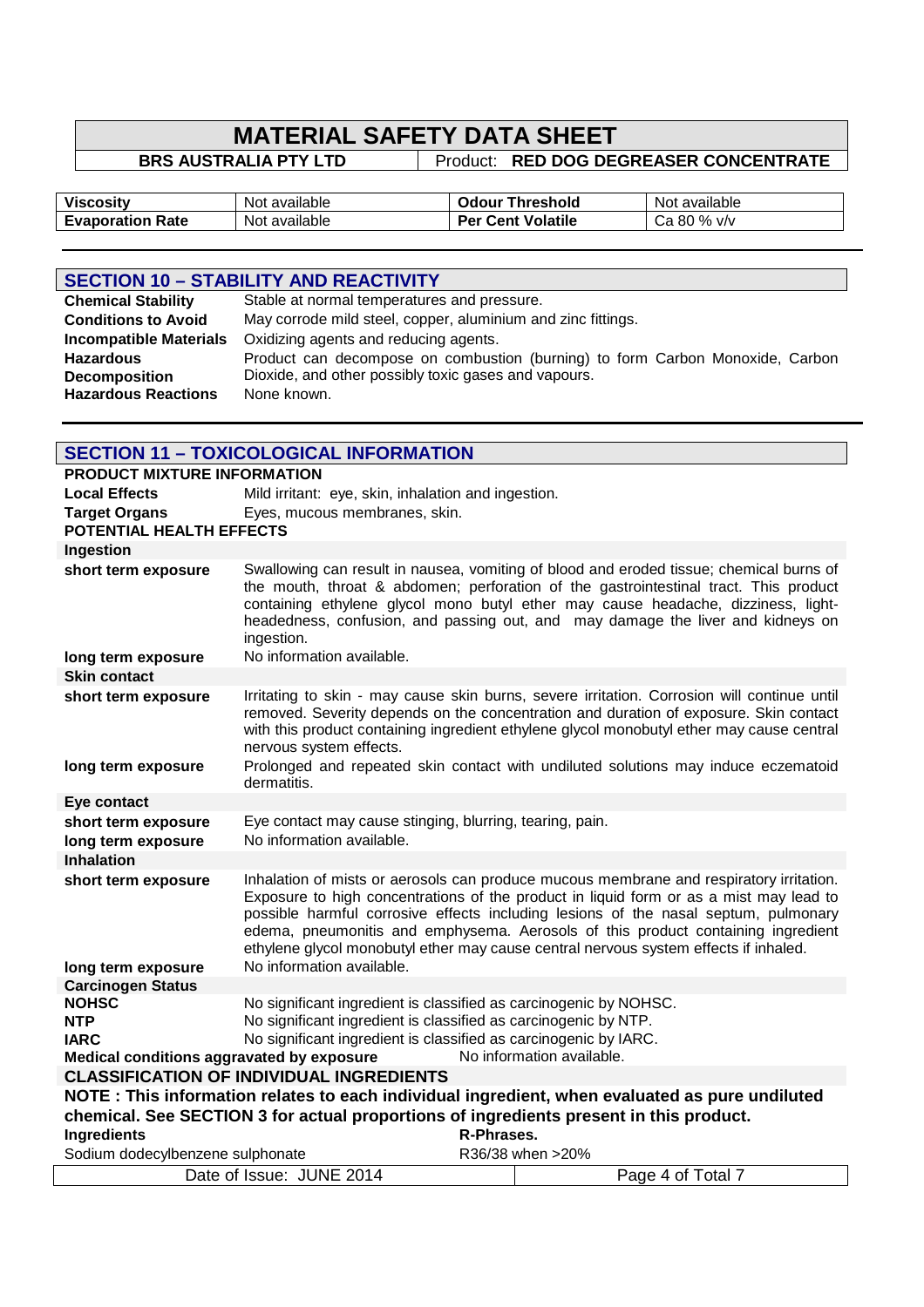| Viscosity | Not available | Odour Threshold | Not available |
|---|---|---|---|
| Evaporation Rate | Not available | Per Cent Volatile | Ca 80 % v/v |

## SECTION 10 – STABILITY AND REACTIVITY

| | |
|---|---|
| **Chemical Stability** | Stable at normal temperatures and pressure. |
| **Conditions to Avoid** | May corrode mild steel, copper, aluminium and zinc fittings. |
| **Incompatible Materials** | Oxidizing agents and reducing agents. |
| **Hazardous Decomposition** | Product can decompose on combustion (burning) to form Carbon Monoxide, Carbon Dioxide, and other possibly toxic gases and vapours. |
| **Hazardous Reactions** | None known. |

## SECTION 11 – TOXICOLOGICAL INFORMATION

**PRODUCT MIXTURE INFORMATION**

| | |
|---|---|
| **Local Effects** | Mild irritant: eye, skin, inhalation and ingestion. |
| **Target Organs** | Eyes, mucous membranes, skin. |

**POTENTIAL HEALTH EFFECTS**

**Ingestion**

| | |
|---|---|
| **short term exposure** | Swallowing can result in nausea, vomiting of blood and eroded tissue; chemical burns of the mouth, throat & abdomen; perforation of the gastrointestinal tract. This product containing ethylene glycol mono butyl ether may cause headache, dizziness, light-headedness, confusion, and passing out, and may damage the liver and kidneys on ingestion. |
| **long term exposure** | No information available. |

**Skin contact**

| | |
|---|---|
| **short term exposure** | Irritating to skin - may cause skin burns, severe irritation. Corrosion will continue until removed. Severity depends on the concentration and duration of exposure. Skin contact with this product containing ingredient ethylene glycol monobutyl ether may cause central nervous system effects. |
| **long term exposure** | Prolonged and repeated skin contact with undiluted solutions may induce eczematoid dermatitis. |

**Eye contact**

| | |
|---|---|
| **short term exposure** | Eye contact may cause stinging, blurring, tearing, pain. |
| **long term exposure** | No information available. |

**Inhalation**

| | |
|---|---|
| **short term exposure** | Inhalation of mists or aerosols can produce mucous membrane and respiratory irritation. Exposure to high concentrations of the product in liquid form or as a mist may lead to possible harmful corrosive effects including lesions of the nasal septum, pulmonary edema, pneumonitis and emphysema. Aerosols of this product containing ingredient ethylene glycol monobutyl ether may cause central nervous system effects if inhaled. |
| **long term exposure** | No information available. |

**Carcinogen Status**

| | |
|---|---|
| **NOHSC** | No significant ingredient is classified as carcinogenic by NOHSC. |
| **NTP** | No significant ingredient is classified as carcinogenic by NTP. |
| **IARC** | No significant ingredient is classified as carcinogenic by IARC. |

**Medical conditions aggravated by exposure** No information available.

**CLASSIFICATION OF INDIVIDUAL INGREDIENTS**

**NOTE : This information relates to each individual ingredient, when evaluated as pure undiluted chemical. See SECTION 3 for actual proportions of ingredients present in this product.**

| Ingredients | R-Phrases. |
|---|---|
| Sodium dodecylbenzene sulphonate | R36/38 when >20% |

Date of Issue: JUNE 2014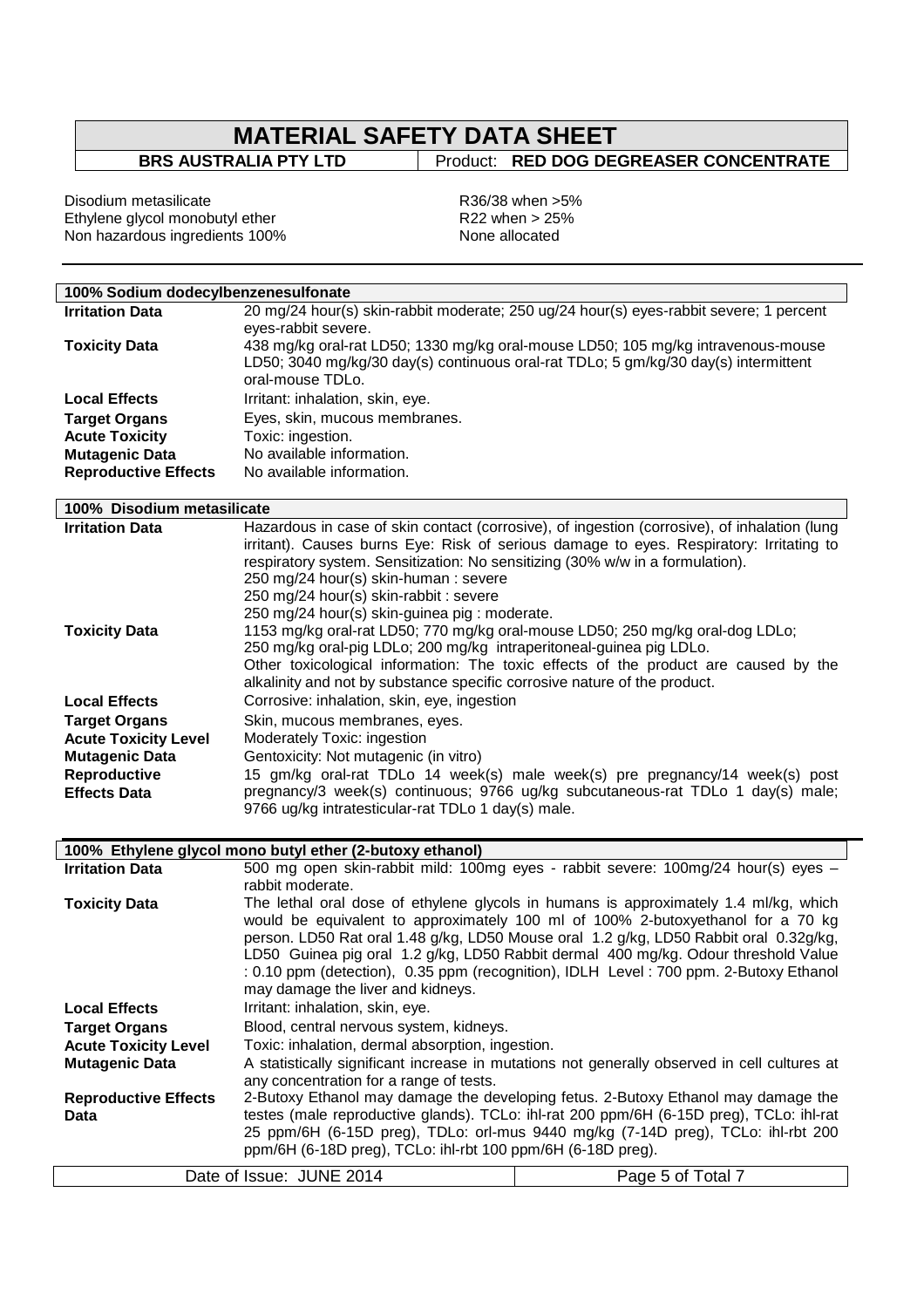| | |
|---|---|
| Disodium metasilicate | R36/38 when >5% |
| Ethylene glycol monobutyl ether | R22 when > 25% |
| Non hazardous ingredients 100% | None allocated |

| 100% Sodium dodecylbenzenesulfonate | |
|---|---|
| **Irritation Data** | 20 mg/24 hour(s) skin-rabbit moderate; 250 ug/24 hour(s) eyes-rabbit severe; 1 percent eyes-rabbit severe. |
| **Toxicity Data** | 438 mg/kg oral-rat LD50; 1330 mg/kg oral-mouse LD50; 105 mg/kg intravenous-mouse LD50; 3040 mg/kg/30 day(s) continuous oral-rat TDLo; 5 gm/kg/30 day(s) intermittent oral-mouse TDLo. |
| **Local Effects** | Irritant: inhalation, skin, eye. |
| **Target Organs** | Eyes, skin, mucous membranes. |
| **Acute Toxicity** | Toxic: ingestion. |
| **Mutagenic Data** | No available information. |
| **Reproductive Effects** | No available information. |

| 100% Disodium metasilicate | |
|---|---|
| **Irritation Data** | Hazardous in case of skin contact (corrosive), of ingestion (corrosive), of inhalation (lung irritant). Causes burns Eye: Risk of serious damage to eyes. Respiratory: Irritating to respiratory system. Sensitization: No sensitizing (30% w/w in a formulation).<br>250 mg/24 hour(s) skin-human : severe<br>250 mg/24 hour(s) skin-rabbit : severe<br>250 mg/24 hour(s) skin-guinea pig : moderate. |
| **Toxicity Data** | 1153 mg/kg oral-rat LD50; 770 mg/kg oral-mouse LD50; 250 mg/kg oral-dog LDLo; 250 mg/kg oral-pig LDLo; 200 mg/kg intraperitoneal-guinea pig LDLo.<br>Other toxicological information: The toxic effects of the product are caused by the alkalinity and not by substance specific corrosive nature of the product. |
| **Local Effects** | Corrosive: inhalation, skin, eye, ingestion |
| **Target Organs** | Skin, mucous membranes, eyes. |
| **Acute Toxicity Level** | Moderately Toxic: ingestion |
| **Mutagenic Data** | Gentoxicity: Not mutagenic (in vitro) |
| **Reproductive Effects Data** | 15 gm/kg oral-rat TDLo 14 week(s) male week(s) pre pregnancy/14 week(s) post pregnancy/3 week(s) continuous; 9766 ug/kg subcutaneous-rat TDLo 1 day(s) male; 9766 ug/kg intratesticular-rat TDLo 1 day(s) male. |

| 100% Ethylene glycol mono butyl ether (2-butoxy ethanol) | |
|---|---|
| **Irritation Data** | 500 mg open skin-rabbit mild: 100mg eyes - rabbit severe: 100mg/24 hour(s) eyes – rabbit moderate. |
| **Toxicity Data** | The lethal oral dose of ethylene glycols in humans is approximately 1.4 ml/kg, which would be equivalent to approximately 100 ml of 100% 2-butoxyethanol for a 70 kg person. LD50 Rat oral 1.48 g/kg, LD50 Mouse oral 1.2 g/kg, LD50 Rabbit oral 0.32g/kg, LD50 Guinea pig oral 1.2 g/kg, LD50 Rabbit dermal 400 mg/kg. Odour threshold Value : 0.10 ppm (detection), 0.35 ppm (recognition), IDLH Level : 700 ppm. 2-Butoxy Ethanol may damage the liver and kidneys. |
| **Local Effects** | Irritant: inhalation, skin, eye. |
| **Target Organs** | Blood, central nervous system, kidneys. |
| **Acute Toxicity Level** | Toxic: inhalation, dermal absorption, ingestion. |
| **Mutagenic Data** | A statistically significant increase in mutations not generally observed in cell cultures at any concentration for a range of tests. |
| **Reproductive Effects Data** | 2-Butoxy Ethanol may damage the developing fetus. 2-Butoxy Ethanol may damage the testes (male reproductive glands). TCLo: ihl-rat 200 ppm/6H (6-15D preg), TCLo: ihl-rat 25 ppm/6H (6-15D preg), TDLo: orl-mus 9440 mg/kg (7-14D preg), TCLo: ihl-rbt 200 ppm/6H (6-18D preg), TCLo: ihl-rbt 100 ppm/6H (6-18D preg). |

Date of Issue: JUNE 2014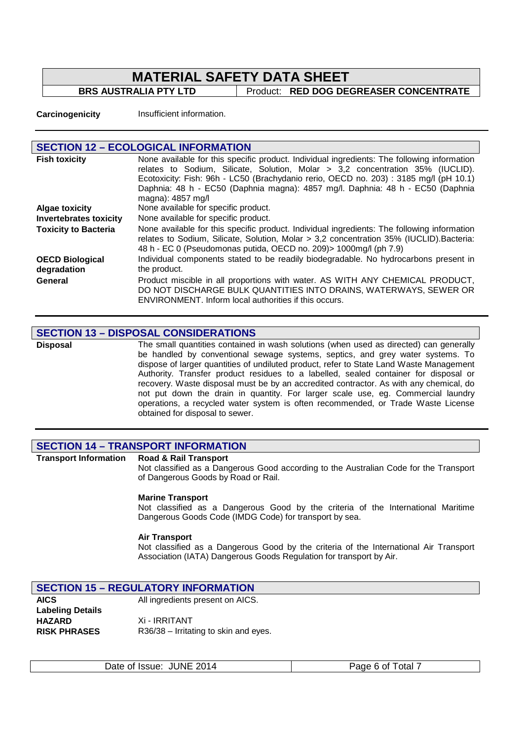| | |
|---|---|
| **Carcinogenicity** | Insufficient information. |

## SECTION 12 – ECOLOGICAL INFORMATION

| | |
|---|---|
| **Fish toxicity** | None available for this specific product. Individual ingredients: The following information relates to Sodium, Silicate, Solution, Molar > 3,2 concentration 35% (IUCLID). Ecotoxicity: Fish: 96h - LC50 (Brachydanio rerio, OECD no. 203) : 3185 mg/l (pH 10.1) Daphnia: 48 h - EC50 (Daphnia magna): 4857 mg/l. Daphnia: 48 h - EC50 (Daphnia magna): 4857 mg/l |
| **Algae toxicity** | None available for specific product. |
| **Invertebrates toxicity** | None available for specific product. |
| **Toxicity to Bacteria** | None available for this specific product. Individual ingredients: The following information relates to Sodium, Silicate, Solution, Molar > 3,2 concentration 35% (IUCLID).Bacteria: 48 h - EC 0 (Pseudomonas putida, OECD no. 209)> 1000mg/l (ph 7.9) |
| **OECD Biological degradation** | Individual components stated to be readily biodegradable. No hydrocarbons present in the product. |
| **General** | Product miscible in all proportions with water. AS WITH ANY CHEMICAL PRODUCT, DO NOT DISCHARGE BULK QUANTITIES INTO DRAINS, WATERWAYS, SEWER OR ENVIRONMENT. Inform local authorities if this occurs. |

## SECTION 13 – DISPOSAL CONSIDERATIONS

| | |
|---|---|
| **Disposal** | The small quantities contained in wash solutions (when used as directed) can generally be handled by conventional sewage systems, septics, and grey water systems. To dispose of larger quantities of undiluted product, refer to State Land Waste Management Authority. Transfer product residues to a labelled, sealed container for disposal or recovery. Waste disposal must be by an accredited contractor. As with any chemical, do not put down the drain in quantity. For larger scale use, eg. Commercial laundry operations, a recycled water system is often recommended, or Trade Waste License obtained for disposal to sewer. |

## SECTION 14 – TRANSPORT INFORMATION

**Transport Information**

**Road & Rail Transport**
Not classified as a Dangerous Good according to the Australian Code for the Transport of Dangerous Goods by Road or Rail.

**Marine Transport**
Not classified as a Dangerous Good by the criteria of the International Maritime Dangerous Goods Code (IMDG Code) for transport by sea.

**Air Transport**
Not classified as a Dangerous Good by the criteria of the International Air Transport Association (IATA) Dangerous Goods Regulation for transport by Air.

## SECTION 15 – REGULATORY INFORMATION

| | |
|---|---|
| **AICS** | All ingredients present on AICS. |
| **Labeling Details** | |
| **HAZARD** | Xi - IRRITANT |
| **RISK PHRASES** | R36/38 – Irritating to skin and eyes. |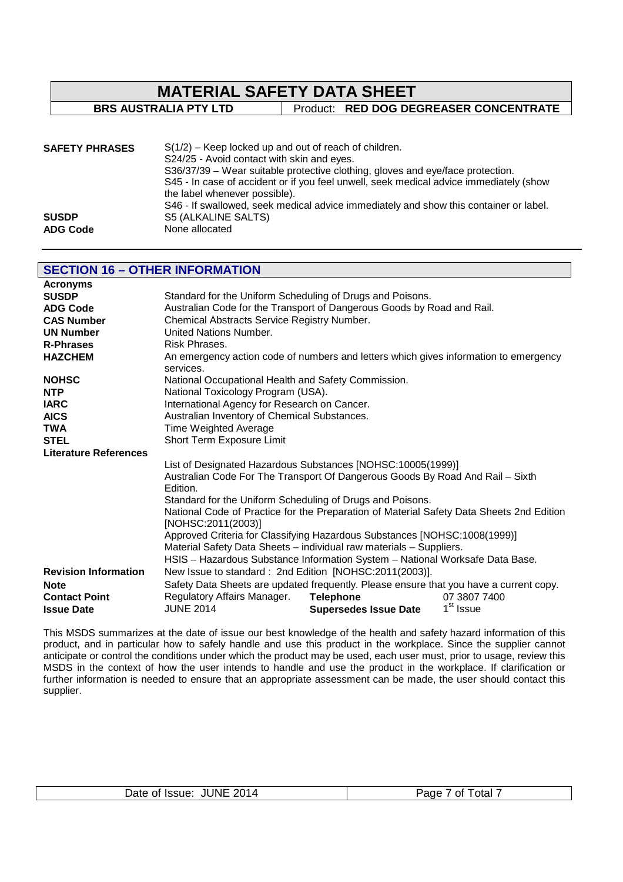| | |
|---|---|
| **SAFETY PHRASES** | S(1/2) – Keep locked up and out of reach of children.<br>S24/25 - Avoid contact with skin and eyes.<br>S36/37/39 – Wear suitable protective clothing, gloves and eye/face protection.<br>S45 - In case of accident or if you feel unwell, seek medical advice immediately (show the label whenever possible).<br>S46 - If swallowed, seek medical advice immediately and show this container or label. |
| **SUSDP** | S5 (ALKALINE SALTS) |
| **ADG Code** | None allocated |

## SECTION 16 – OTHER INFORMATION

**Acronyms**

| | |
|---|---|
| **SUSDP** | Standard for the Uniform Scheduling of Drugs and Poisons. |
| **ADG Code** | Australian Code for the Transport of Dangerous Goods by Road and Rail. |
| **CAS Number** | Chemical Abstracts Service Registry Number. |
| **UN Number** | United Nations Number. |
| **R-Phrases** | Risk Phrases. |
| **HAZCHEM** | An emergency action code of numbers and letters which gives information to emergency services. |
| **NOHSC** | National Occupational Health and Safety Commission. |
| **NTP** | National Toxicology Program (USA). |
| **IARC** | International Agency for Research on Cancer. |
| **AICS** | Australian Inventory of Chemical Substances. |
| **TWA** | Time Weighted Average |
| **STEL** | Short Term Exposure Limit |

**Literature References**

- List of Designated Hazardous Substances [NOHSC:10005(1999)]
- Australian Code For The Transport Of Dangerous Goods By Road And Rail – Sixth Edition.
- Standard for the Uniform Scheduling of Drugs and Poisons.
- National Code of Practice for the Preparation of Material Safety Data Sheets 2nd Edition [NOHSC:2011(2003)]
- Approved Criteria for Classifying Hazardous Substances [NOHSC:1008(1999)]
- Material Safety Data Sheets – individual raw materials – Suppliers.
- HSIS – Hazardous Substance Information System – National Worksafe Data Base.

| | | | |
|---|---|---|---|
| **Revision Information** | New Issue to standard : 2nd Edition [NOHSC:2011(2003)]. | | |
| **Note** | Safety Data Sheets are updated frequently. Please ensure that you have a current copy. | | |
| **Contact Point** | Regulatory Affairs Manager. | **Telephone** | 07 3807 7400 |
| **Issue Date** | JUNE 2014 | **Supersedes Issue Date** | 1st Issue |

This MSDS summarizes at the date of issue our best knowledge of the health and safety hazard information of this product, and in particular how to safely handle and use this product in the workplace. Since the supplier cannot anticipate or control the conditions under which the product may be used, each user must, prior to usage, review this MSDS in the context of how the user intends to handle and use the product in the workplace. If clarification or further information is needed to ensure that an appropriate assessment can be made, the user should contact this supplier.